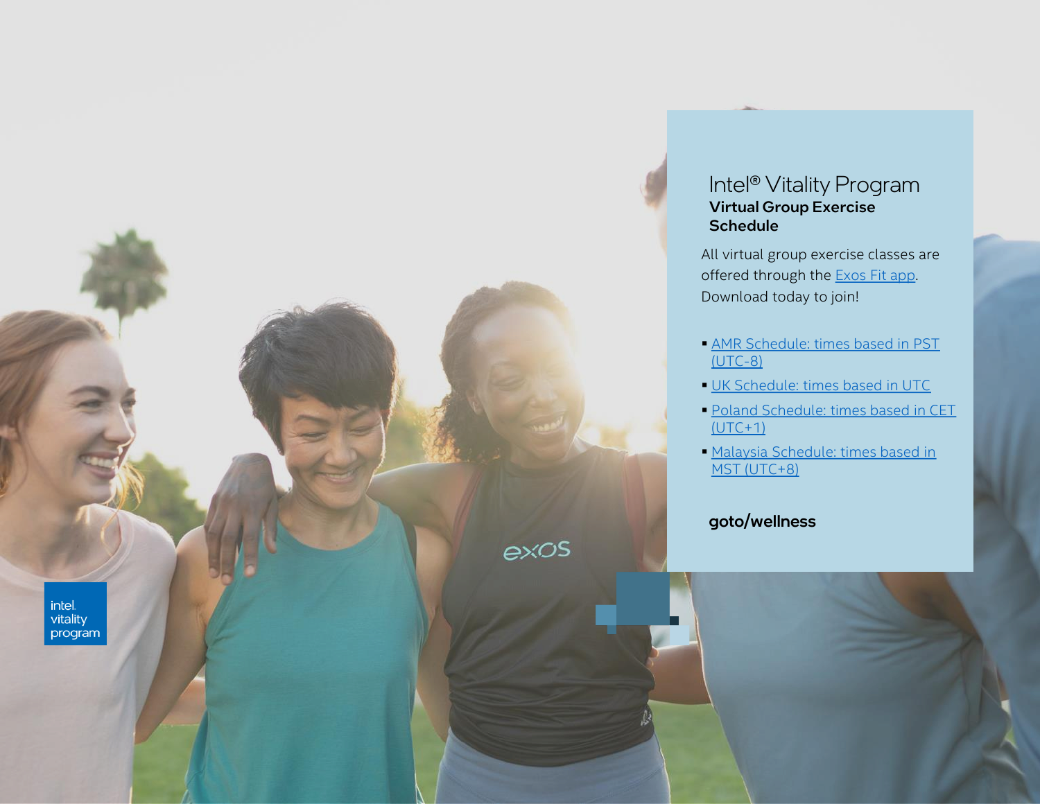# Intel® Vitality Program

## Virtual Group Exercise Schedule

All virtual group exercise classes are offered through the Exos Fit app. Download today to join!

- AMR Schedule: times based in PST (UTC-8)
- UK Schedule: times based in UTC
- Poland Schedule: times based in CET (UTC+1)
- Malaysia Schedule: times based in MST (UTC+8)

**goto/wellness**

intel. vitality program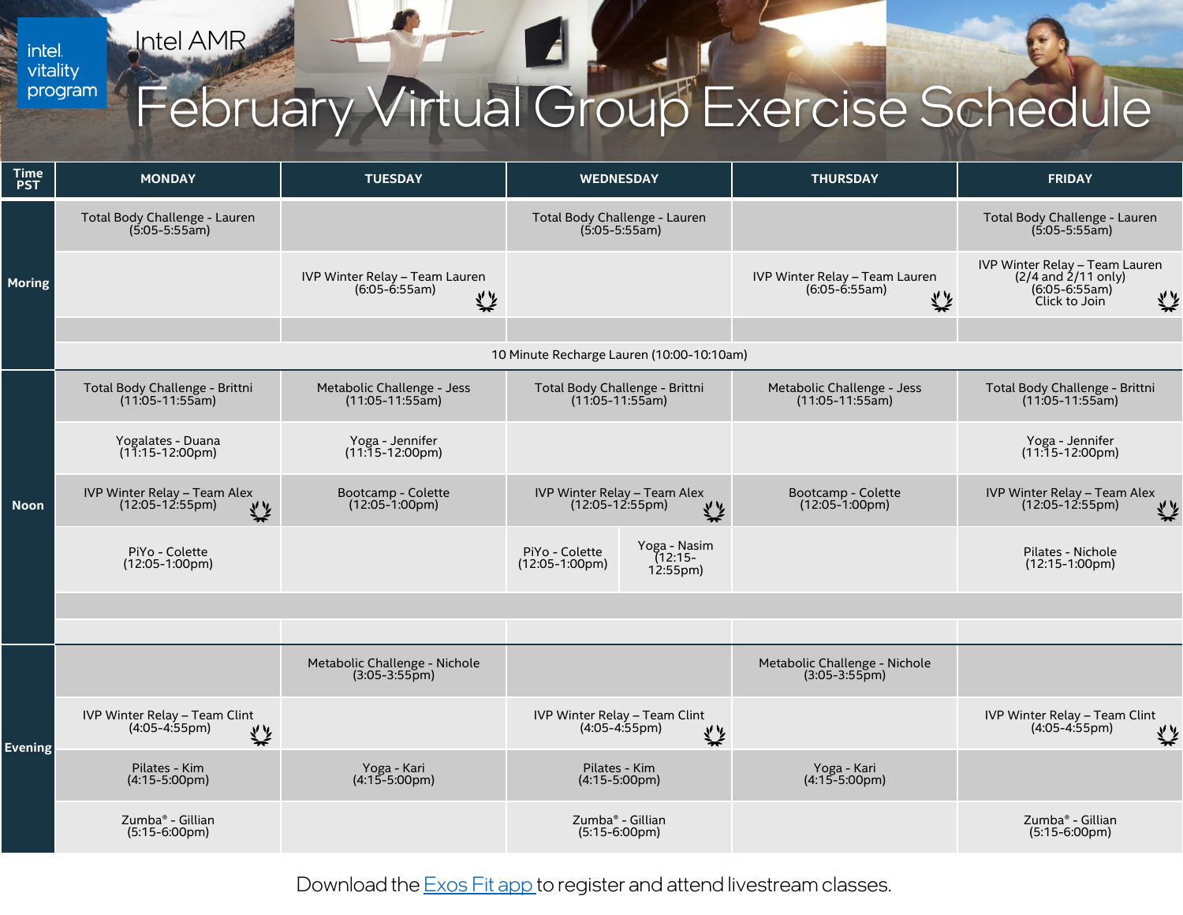Intel AMR

intel vitality program

# February Virtual Group Exercise Schedule

| Time PST | MONDAY | TUESDAY | WEDNESDAY | THURSDAY | FRIDAY |
|---|---|---|---|---|---|
| Moring | Total Body Challenge - Lauren (5:05-5:55am) | | Total Body Challenge - Lauren (5:05-5:55am) | | Total Body Challenge - Lauren (5:05-5:55am) |
| | | IVP Winter Relay – Team Lauren (6:05-6:55am) | | IVP Winter Relay – Team Lauren (6:05-6:55am) | IVP Winter Relay – Team Lauren (2/4 and 2/11 only) (6:05-6:55am) Click to Join |
| | | | | | |
| | 10 Minute Recharge Lauren (10:00-10:10am) | | | | |
| Noon | Total Body Challenge - Brittni (11:05-11:55am) | Metabolic Challenge - Jess (11:05-11:55am) | Total Body Challenge - Brittni (11:05-11:55am) | Metabolic Challenge - Jess (11:05-11:55am) | Total Body Challenge - Brittni (11:05-11:55am) |
| | Yogalates - Duana (11:15-12:00pm) | Yoga - Jennifer (11:15-12:00pm) | | | Yoga - Jennifer (11:15-12:00pm) |
| | IVP Winter Relay – Team Alex (12:05-12:55pm) | Bootcamp - Colette (12:05-1:00pm) | IVP Winter Relay – Team Alex (12:05-12:55pm) | Bootcamp - Colette (12:05-1:00pm) | IVP Winter Relay – Team Alex (12:05-12:55pm) |
| | PiYo - Colette (12:05-1:00pm) | | PiYo - Colette (12:05-1:00pm); Yoga - Nasim (12:15-12:55pm) | | Pilates - Nichole (12:15-1:00pm) |
| | | | | | |
| | | | | | |
| Evening | | Metabolic Challenge - Nichole (3:05-3:55pm) | | Metabolic Challenge - Nichole (3:05-3:55pm) | |
| | IVP Winter Relay – Team Clint (4:05-4:55pm) | | IVP Winter Relay – Team Clint (4:05-4:55pm) | | IVP Winter Relay – Team Clint (4:05-4:55pm) |
| | Pilates - Kim (4:15-5:00pm) | Yoga - Kari (4:15-5:00pm) | Pilates - Kim (4:15-5:00pm) | Yoga - Kari (4:15-5:00pm) | |
| | Zumba® - Gillian (5:15-6:00pm) | | Zumba® - Gillian (5:15-6:00pm) | | Zumba® - Gillian (5:15-6:00pm) |

Download the Exos Fit app to register and attend livestream classes.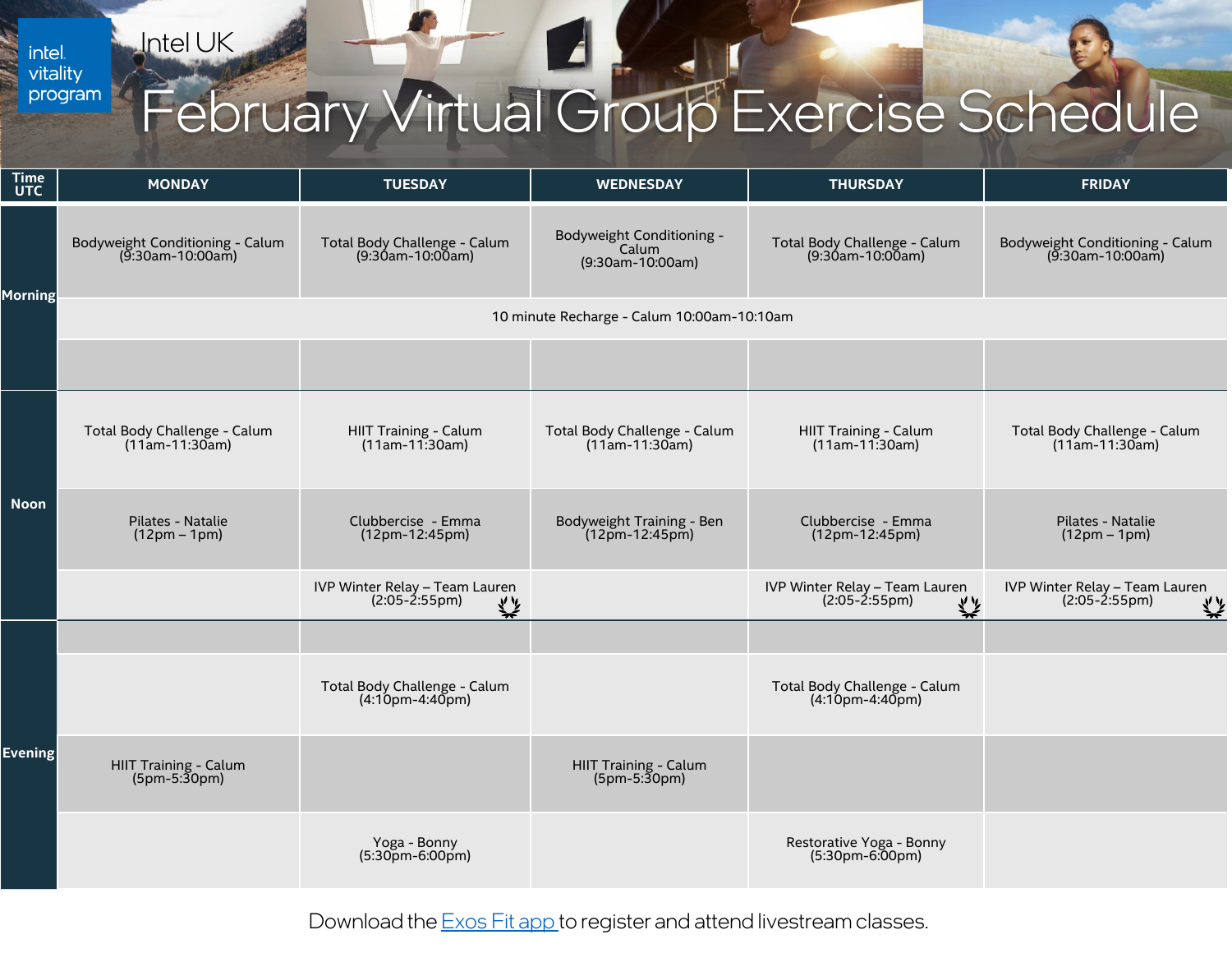intel vitality program

Intel UK

# February Virtual Group Exercise Schedule

| Time UTC | MONDAY | TUESDAY | WEDNESDAY | THURSDAY | FRIDAY |
|---|---|---|---|---|---|
| Morning | Bodyweight Conditioning - Calum (9:30am-10:00am) | Total Body Challenge - Calum (9:30am-10:00am) | Bodyweight Conditioning - Calum (9:30am-10:00am) | Total Body Challenge - Calum (9:30am-10:00am) | Bodyweight Conditioning - Calum (9:30am-10:00am) |
| | 10 minute Recharge - Calum 10:00am-10:10am | | | | |
| | | | | | |
| Noon | Total Body Challenge - Calum (11am-11:30am) | HIIT Training - Calum (11am-11:30am) | Total Body Challenge - Calum (11am-11:30am) | HIIT Training - Calum (11am-11:30am) | Total Body Challenge - Calum (11am-11:30am) |
| | Pilates - Natalie (12pm – 1pm) | Clubbercise - Emma (12pm-12:45pm) | Bodyweight Training - Ben (12pm-12:45pm) | Clubbercise - Emma (12pm-12:45pm) | Pilates - Natalie (12pm – 1pm) |
| | | IVP Winter Relay – Team Lauren (2:05-2:55pm) | | IVP Winter Relay – Team Lauren (2:05-2:55pm) | IVP Winter Relay – Team Lauren (2:05-2:55pm) |
| Evening | | | | | |
| | | Total Body Challenge - Calum (4:10pm-4:40pm) | | Total Body Challenge - Calum (4:10pm-4:40pm) | |
| | HIIT Training - Calum (5pm-5:30pm) | | HIIT Training - Calum (5pm-5:30pm) | | |
| | | Yoga - Bonny (5:30pm-6:00pm) | | Restorative Yoga - Bonny (5:30pm-6:00pm) | |

Download the Exos Fit app to register and attend livestream classes.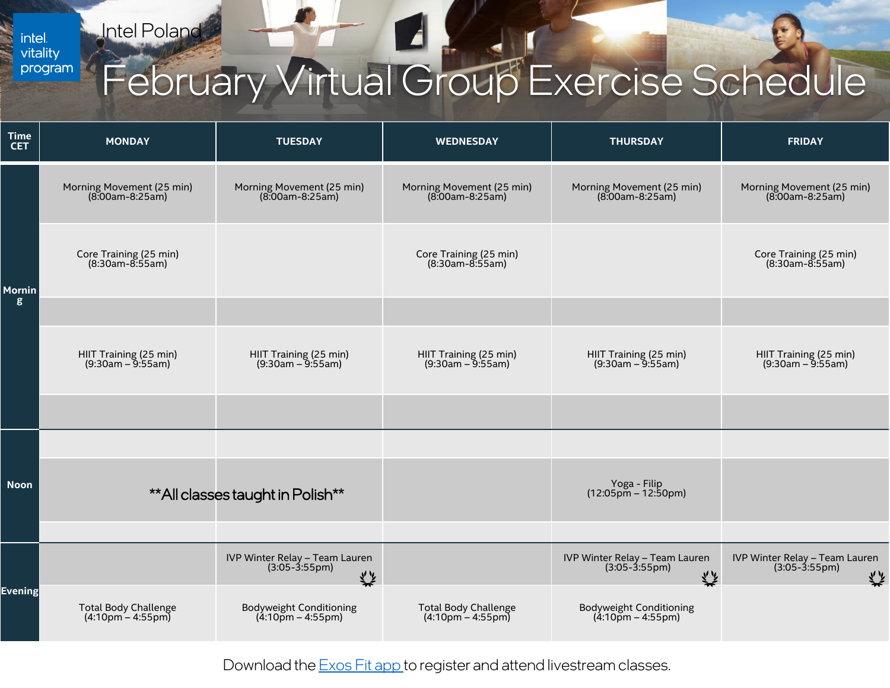intel. vitality program

Intel Poland

# February Virtual Group Exercise Schedule

| Time CET | MONDAY | TUESDAY | WEDNESDAY | THURSDAY | FRIDAY |
|---|---|---|---|---|---|
| Morning | Morning Movement (25 min) (8:00am-8:25am) | Morning Movement (25 min) (8:00am-8:25am) | Morning Movement (25 min) (8:00am-8:25am) | Morning Movement (25 min) (8:00am-8:25am) | Morning Movement (25 min) (8:00am-8:25am) |
| | Core Training (25 min) (8:30am-8:55am) | | Core Training (25 min) (8:30am-8:55am) | | Core Training (25 min) (8:30am-8:55am) |
| | | | | | |
| | HIIT Training (25 min) (9:30am – 9:55am) | HIIT Training (25 min) (9:30am – 9:55am) | HIIT Training (25 min) (9:30am – 9:55am) | HIIT Training (25 min) (9:30am – 9:55am) | HIIT Training (25 min) (9:30am – 9:55am) |
| | | | | | |
| Noon | | | | | |
| | **All classes taught in Polish** | | | Yoga - Filip (12:05pm – 12:50pm) | |
| | | | | | |
| Evening | | IVP Winter Relay – Team Lauren (3:05-3:55pm) | | IVP Winter Relay – Team Lauren (3:05-3:55pm) | IVP Winter Relay – Team Lauren (3:05-3:55pm) |
| | Total Body Challenge (4:10pm – 4:55pm) | Bodyweight Conditioning (4:10pm – 4:55pm) | Total Body Challenge (4:10pm – 4:55pm) | Bodyweight Conditioning (4:10pm – 4:55pm) | |

Download the [Exos Fit app](Exos Fit app) to register and attend livestream classes.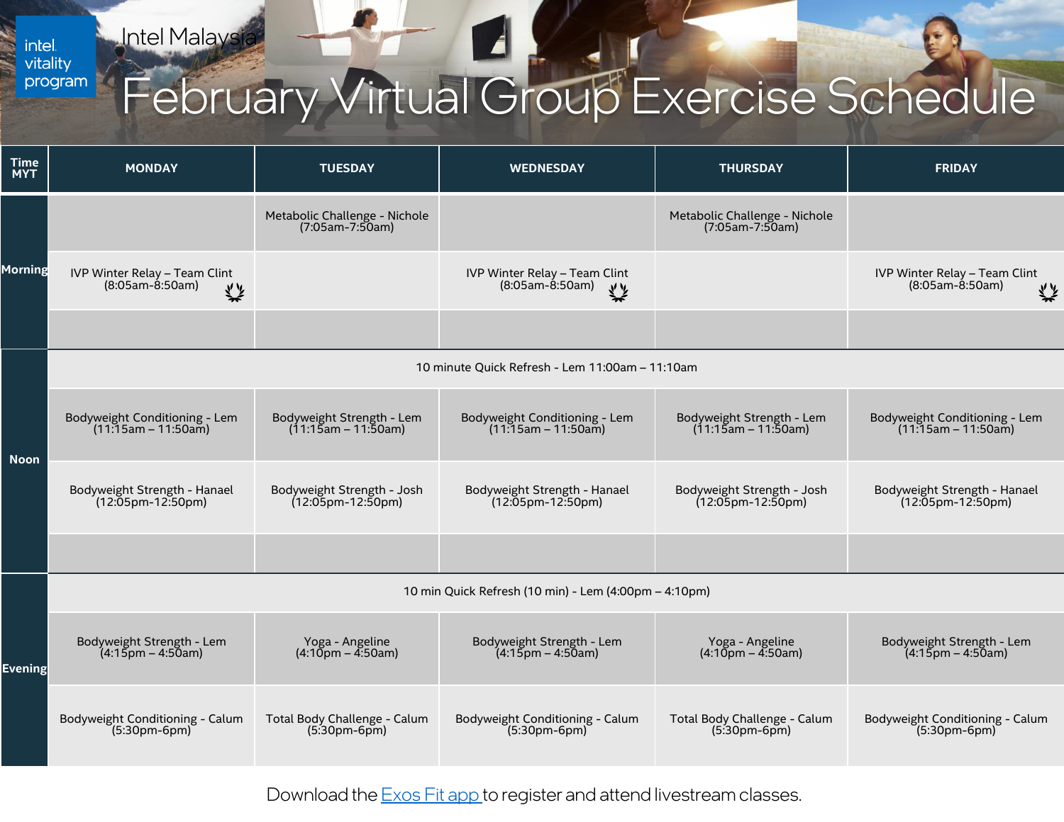intel vitality program

Intel Malaysia

# February Virtual Group Exercise Schedule

| Time MYT | MONDAY | TUESDAY | WEDNESDAY | THURSDAY | FRIDAY |
|---|---|---|---|---|---|
| Morning | | Metabolic Challenge - Nichole (7:05am-7:50am) | | Metabolic Challenge - Nichole (7:05am-7:50am) | |
| | IVP Winter Relay – Team Clint (8:05am-8:50am) | | IVP Winter Relay – Team Clint (8:05am-8:50am) | | IVP Winter Relay – Team Clint (8:05am-8:50am) |
| | | | | | |
| Noon | 10 minute Quick Refresh - Lem 11:00am – 11:10am | | | | |
| | Bodyweight Conditioning - Lem (11:15am – 11:50am) | Bodyweight Strength - Lem (11:15am – 11:50am) | Bodyweight Conditioning - Lem (11:15am – 11:50am) | Bodyweight Strength - Lem (11:15am – 11:50am) | Bodyweight Conditioning - Lem (11:15am – 11:50am) |
| | Bodyweight Strength - Hanael (12:05pm-12:50pm) | Bodyweight Strength - Josh (12:05pm-12:50pm) | Bodyweight Strength - Hanael (12:05pm-12:50pm) | Bodyweight Strength - Josh (12:05pm-12:50pm) | Bodyweight Strength - Hanael (12:05pm-12:50pm) |
| | | | | | |
| Evening | 10 min Quick Refresh (10 min) - Lem (4:00pm – 4:10pm) | | | | |
| | Bodyweight Strength - Lem (4:15pm – 4:50am) | Yoga - Angeline (4:10pm – 4:50am) | Bodyweight Strength - Lem (4:15pm – 4:50am) | Yoga - Angeline (4:10pm – 4:50am) | Bodyweight Strength - Lem (4:15pm – 4:50am) |
| | Bodyweight Conditioning - Calum (5:30pm-6pm) | Total Body Challenge - Calum (5:30pm-6pm) | Bodyweight Conditioning - Calum (5:30pm-6pm) | Total Body Challenge - Calum (5:30pm-6pm) | Bodyweight Conditioning - Calum (5:30pm-6pm) |

Download the [Exos Fit app](#) to register and attend livestream classes.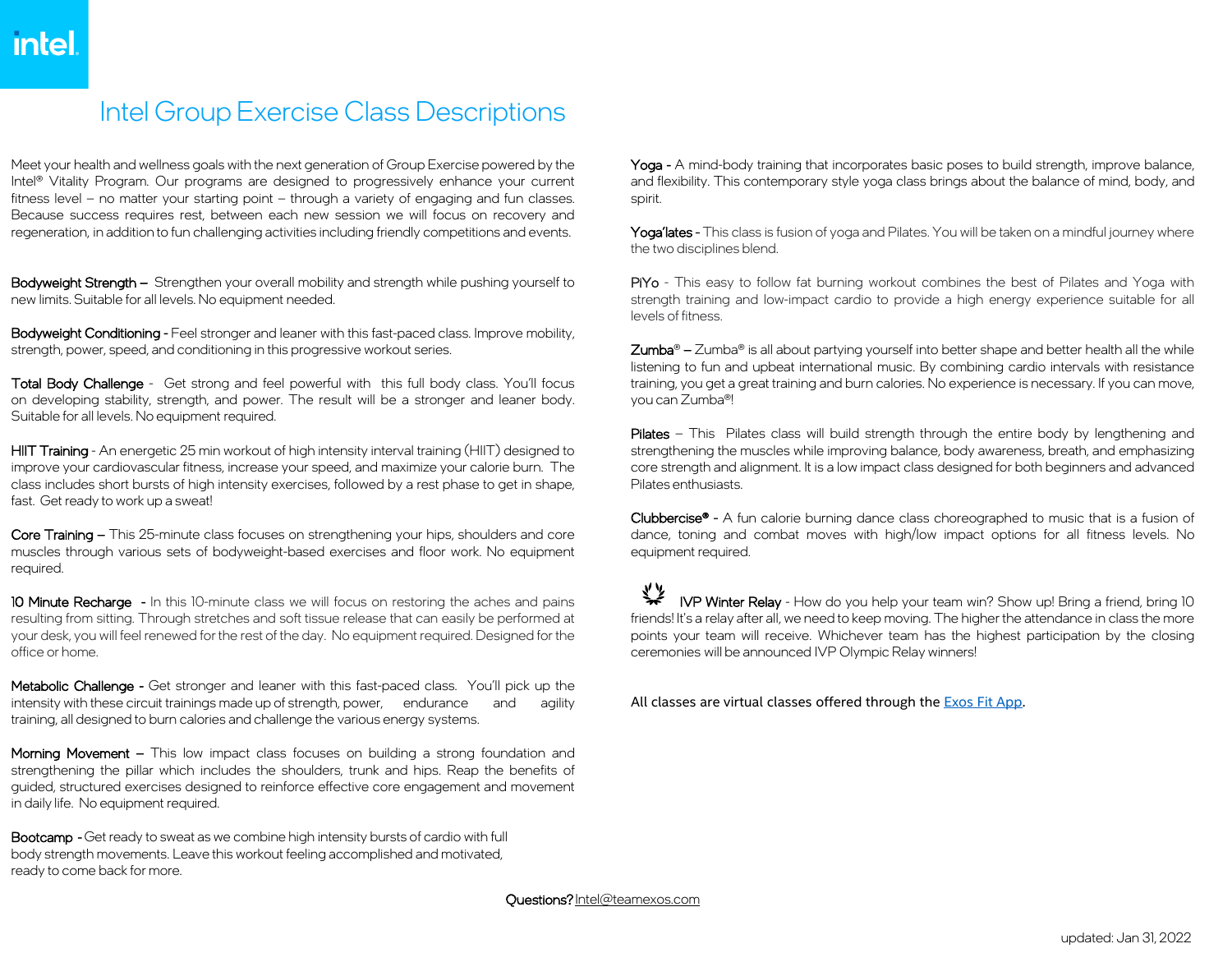# Intel Group Exercise Class Descriptions

Meet your health and wellness goals with the next generation of Group Exercise powered by the Intel® Vitality Program. Our programs are designed to progressively enhance your current fitness level – no matter your starting point – through a variety of engaging and fun classes. Because success requires rest, between each new session we will focus on recovery and regeneration, in addition to fun challenging activities including friendly competitions and events.

**Bodyweight Strength –** Strengthen your overall mobility and strength while pushing yourself to new limits. Suitable for all levels. No equipment needed.

**Bodyweight Conditioning -** Feel stronger and leaner with this fast-paced class. Improve mobility, strength, power, speed, and conditioning in this progressive workout series.

**Total Body Challenge -** Get strong and feel powerful with this full body class. You'll focus on developing stability, strength, and power. The result will be a stronger and leaner body. Suitable for all levels. No equipment required.

**HIIT Training** - An energetic 25 min workout of high intensity interval training (HIIT) designed to improve your cardiovascular fitness, increase your speed, and maximize your calorie burn. The class includes short bursts of high intensity exercises, followed by a rest phase to get in shape, fast. Get ready to work up a sweat!

**Core Training –** This 25-minute class focuses on strengthening your hips, shoulders and core muscles through various sets of bodyweight-based exercises and floor work. No equipment required.

**10 Minute Recharge -** In this 10-minute class we will focus on restoring the aches and pains resulting from sitting. Through stretches and soft tissue release that can easily be performed at your desk, you will feel renewed for the rest of the day. No equipment required. Designed for the office or home.

**Metabolic Challenge -** Get stronger and leaner with this fast-paced class. You'll pick up the intensity with these circuit trainings made up of strength, power, endurance and agility training, all designed to burn calories and challenge the various energy systems.

**Morning Movement –** This low impact class focuses on building a strong foundation and strengthening the pillar which includes the shoulders, trunk and hips. Reap the benefits of guided, structured exercises designed to reinforce effective core engagement and movement in daily life. No equipment required.

**Bootcamp -** Get ready to sweat as we combine high intensity bursts of cardio with full body strength movements. Leave this workout feeling accomplished and motivated, ready to come back for more.

**Yoga -** A mind-body training that incorporates basic poses to build strength, improve balance, and flexibility. This contemporary style yoga class brings about the balance of mind, body, and spirit.

**Yoga'lates -** This class is fusion of yoga and Pilates. You will be taken on a mindful journey where the two disciplines blend.

**PiYo** - This easy to follow fat burning workout combines the best of Pilates and Yoga with strength training and low-impact cardio to provide a high energy experience suitable for all levels of fitness.

**Zumba® –** Zumba® is all about partying yourself into better shape and better health all the while listening to fun and upbeat international music. By combining cardio intervals with resistance training, you get a great training and burn calories. No experience is necessary. If you can move, you can Zumba®!

**Pilates** – This Pilates class will build strength through the entire body by lengthening and strengthening the muscles while improving balance, body awareness, breath, and emphasizing core strength and alignment. It is a low impact class designed for both beginners and advanced Pilates enthusiasts.

**Clubbercise® -** A fun calorie burning dance class choreographed to music that is a fusion of dance, toning and combat moves with high/low impact options for all fitness levels. No equipment required.

**IVP Winter Relay** - How do you help your team win? Show up! Bring a friend, bring 10 friends! It's a relay after all, we need to keep moving. The higher the attendance in class the more points your team will receive. Whichever team has the highest participation by the closing ceremonies will be announced IVP Olympic Relay winners!

All classes are virtual classes offered through the Exos Fit App.

Questions? Intel@teamexos.com

updated: Jan 31, 2022